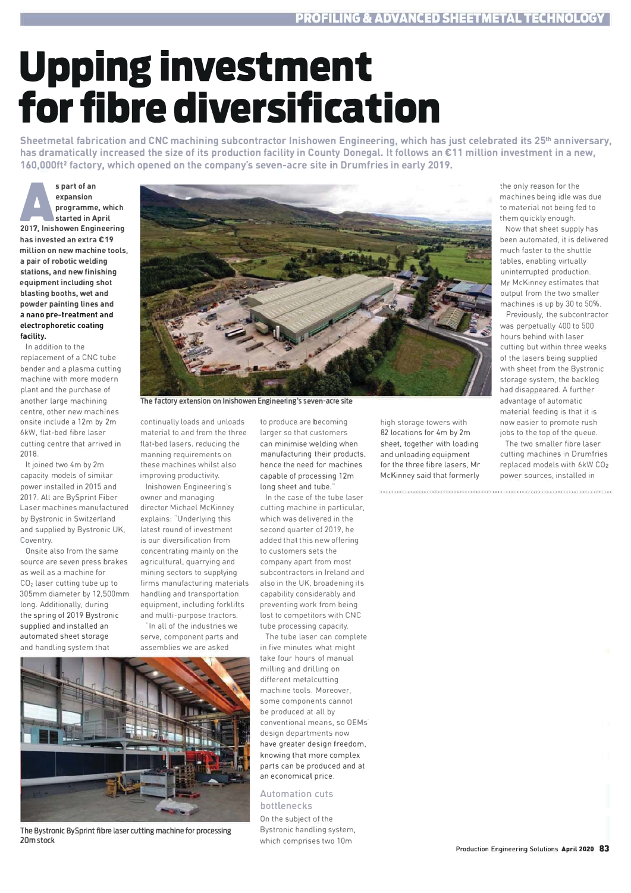# Upping investment for fibre diversification

**Sheetmetal fabrication and CNC machining subcontractor Inishowen Engineering, which has just celebrated its 25th anniversary, has dramatically increased the size of its production facility in County Donegal. It follows an €11 million investment in a new, 160,000ft² factory, which opened on the company's seven-acre site in Drumfries in early 2019.**

**As part of an expansion programme, which started in April 2017, Inishowen Engineering has invested an extra €19 million on new machine tools, a pair of robotic welding stations, and new finishing equipment including shot blasting booths, wet and powder painting lines and a nano pre-treatment and electrophoretic coating facility.**

In addition to the replacement of a CNC tube bender and a plasma cutting machine with more modern plant and the purchase of another large machining centre, other new machines onsite include a 12m by 2m 6kW, flat-bed fibre laser cutting centre that arrived in 2018.

It joined two 4m by 2m capacity models of similar power installed in 2015 and 2017. All are BySprint Fiber Laser machines manufactured by Bystronic in Switzerland and supplied by Bystronic UK, Coventry.

Onsite also from the same source are seven press brakes as well as a machine for $CO_2$ laser cutting tube up to 305mm diameter by 12,500mm long. Additionally, during the spring of 2019 Bystronic supplied and installed an automated sheet storage and handling system that continually loads and unloads material to and from the three flat-bed lasers, reducing the manning requirements on these machines whilst also improving productivity.

The factory extension on Inishowen Engineering's seven-acre site

Inishowen Engineering's owner and managing director Michael McKinney explains: "Underlying this latest round of investment is our diversification from concentrating mainly on the agricultural, quarrying and mining sectors to supplying firms manufacturing materials handling and transportation equipment, including forklifts and multi-purpose tractors.

"In all of the industries we serve, component parts and assemblies we are asked to produce are becoming larger so that customers can minimise welding when manufacturing their products, hence the need for machines capable of processing 12m long sheet and tube."

In the case of the tube laser cutting machine in particular, which was delivered in the second quarter of 2019, he added that this new offering to customers sets the company apart from most subcontractors in Ireland and also in the UK, broadening its capability considerably and preventing work from being lost to competitors with CNC tube processing capacity.

The tube laser can complete in five minutes what might take four hours of manual milling and drilling on different metalcutting machine tools. Moreover, some components cannot be produced at all by conventional means, so OEMs' design departments now have greater design freedom, knowing that more complex parts can be produced and at an economical price.

The Bystronic BySprint fibre laser cutting machine for processing 20m stock

## Automation cuts bottlenecks

On the subject of the Bystronic handling system, which comprises two 10m high storage towers with 82 locations for 4m by 2m sheet, together with loading and unloading equipment for the three fibre lasers, Mr McKinney said that formerly the only reason for the machines being idle was due to material not being fed to them quickly enough.

Now that sheet supply has been automated, it is delivered much faster to the shuttle tables, enabling virtually uninterrupted production. Mr McKinney estimates that output from the two smaller machines is up by 30 to 50%.

Previously, the subcontractor was perpetually 400 to 500 hours behind with laser cutting but within three weeks of the lasers being supplied with sheet from the Bystronic storage system, the backlog had disappeared. A further advantage of automatic material feeding is that it is now easier to promote rush jobs to the top of the queue.

The two smaller fibre laser cutting machines in Drumfries replaced models with 6kW $CO_2$ power sources, installed in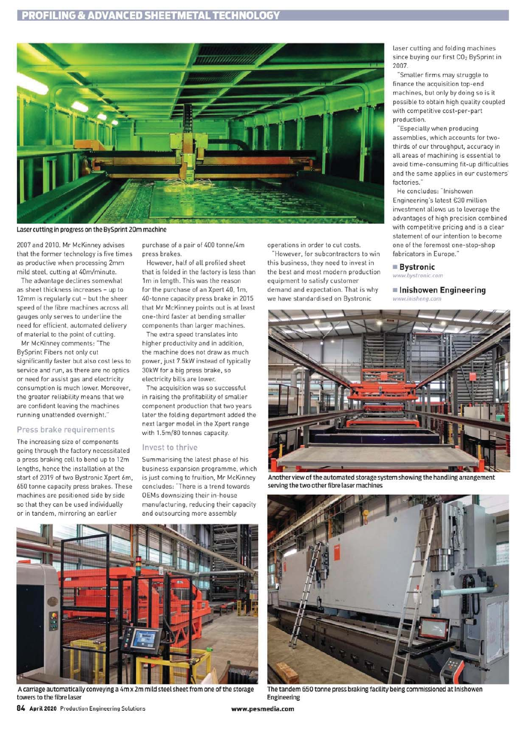Laser cutting in progress on the BySprint 20m machine

2007 and 2010. Mr McKinney advises that the former technology is five times as productive when processing 2mm mild steel, cutting at 40m/minute.

The advantage declines somewhat as sheet thickness increases – up to 12mm is regularly cut – but the sheer speed of the fibre machines across all gauges only serves to underline the need for efficient, automated delivery of material to the point of cutting.

Mr McKinney comments: "The BySprint Fibers not only cut significantly faster but also cost less to service and run, as there are no optics or need for assist gas and electricity consumption is much lower. Moreover, the greater reliability means that we are confident leaving the machines running unattended overnight."

## Press brake requirements

The increasing size of components going through the factory necessitated a press braking cell to bend up to 12m lengths, hence the installation at the start of 2019 of two Bystronic Xpert 6m, 650 tonne capacity press brakes. These machines are positioned side by side so that they can be used individually or in tandem, mirroring an earlier purchase of a pair of 400 tonne/4m press brakes.

However, half of all profiled sheet that is folded in the factory is less than 1m in length. This was the reason for the purchase of an Xpert 40, 1m, 40-tonne capacity press brake in 2015 that Mr McKinney points out is at least one-third faster at bending smaller components than larger machines.

The extra speed translates into higher productivity and in addition, the machine does not draw as much power, just 7.5kW instead of typically 30kW for a big press brake, so electricity bills are lower.

The acquisition was so successful in raising the profitability of smaller component production that two years later the folding department added the next larger model in the Xpert range with 1.5m/80 tonnes capacity.

## Invest to thrive

Summarising the latest phase of his business expansion programme, which is just coming to fruition, Mr McKinney concludes: "There is a trend towards OEMs downsizing their in-house manufacturing, reducing their capacity and outsourcing more assembly operations in order to cut costs.

"However, for subcontractors to win this business, they need to invest in the best and most modern production equipment to satisfy customer demand and expectation. That is why we have standardised on Bystronic laser cutting and folding machines since buying our first $CO_2$ BySprint in 2007.

"Smaller firms may struggle to finance the acquisition top-end machines, but only by doing so is it possible to obtain high quality coupled with competitive cost-per-part production.

"Especially when producing assemblies, which accounts for two-thirds of our throughput, accuracy in all areas of machining is essential to avoid time-consuming fit-up difficulties and the same applies in our customers' factories."

He concludes: "Inishowen Engineering's latest €30 million investment allows us to leverage the advantages of high precision combined with competitive pricing and is a clear statement of our intention to become one of the foremost one-stop-shop fabricators in Europe."

**Bystronic**
www.bystronic.com

**Inishowen Engineering**
www.inisheng.com

Another view of the automated storage system showing the handling arrangement serving the two other fibre laser machines

A carriage automatically conveying a 4m x 2m mild steel sheet from one of the storage towers to the fibre laser

The tandem 650 tonne press braking facility being commissioned at Inishowen Engineering